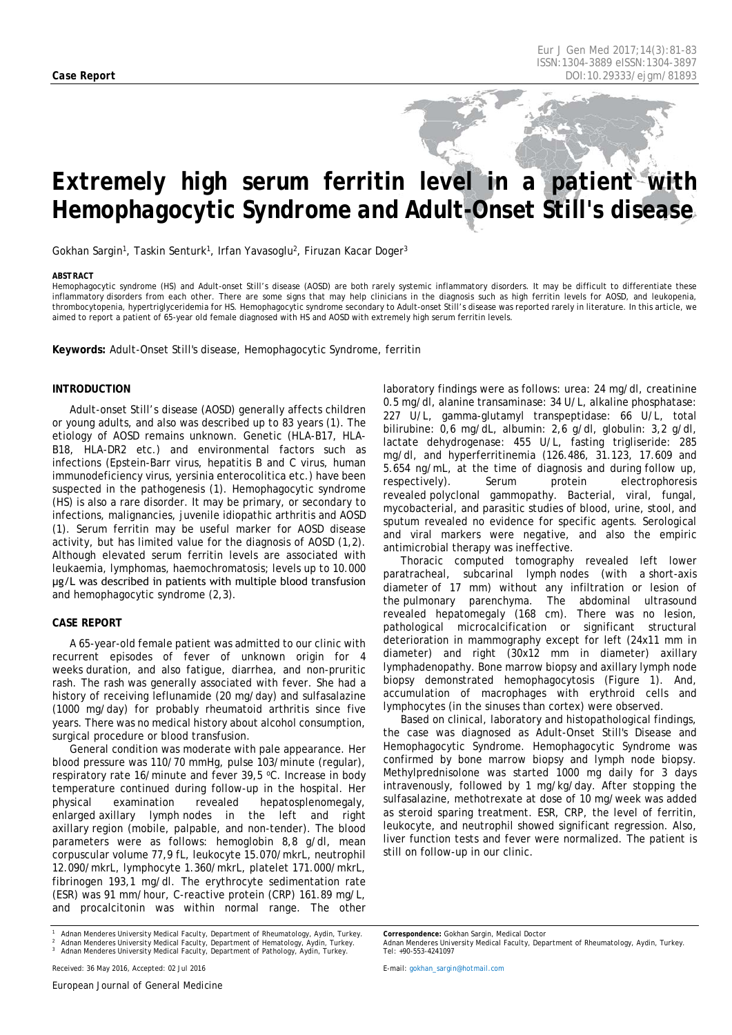**Case Report**

# Extremely high serum ferritin level in a patient with Hemophagocytic Syndrome and Adult-Onset Still's disease

Gokhan Sargin[1], Taskin Senturk[1], Irfan Yavasoglu[2], Firuzan Kacar Doger[3]

**ABSTRACT**

Hemophagocytic syndrome (HS) and Adult-onset Still's disease (AOSD) are both rarely systemic inflammatory disorders. It may be difficult to differentiate these inflammatory disorders from each other. There are some signs that may help clinicians in the diagnosis such as high ferritin levels for AOSD, and leukopenia, thrombocytopenia, hypertriglyceridemia for HS. Hemophagocytic syndrome secondary to Adult-onset Still's disease was reported rarely in literature. In this article, we aimed to report a patient of 65-year old female diagnosed with HS and AOSD with extremely high serum ferritin levels.

**Keywords:** Adult-Onset Still's disease, Hemophagocytic Syndrome, ferritin

## INTRODUCTION

Adult-onset Still's disease (AOSD) generally affects children or young adults, and also was described up to 83 years (1). The etiology of AOSD remains unknown. Genetic (HLA-B17, HLA-B18, HLA-DR2 etc.) and environmental factors such as infections (Epstein-Barr virus, hepatitis B and C virus, human immunodeficiency virus, yersinia enterocolitica etc.) have been suspected in the pathogenesis (1). Hemophagocytic syndrome (HS) is also a rare disorder. It may be primary, or secondary to infections, malignancies, juvenile idiopathic arthritis and AOSD (1). Serum ferritin may be useful marker for AOSD disease activity, but has limited value for the diagnosis of AOSD (1,2). Although elevated serum ferritin levels are associated with leukaemia, lymphomas, haemochromatosis; levels up to 10.000 μg/L was described in patients with multiple blood transfusion and hemophagocytic syndrome (2,3).

## CASE REPORT

A 65-year-old female patient was admitted to our clinic with recurrent episodes of fever of unknown origin for 4 weeks duration, and also fatigue, diarrhea, and non-pruritic rash. The rash was generally associated with fever. She had a history of receiving leflunamide (20 mg/day) and sulfasalazine (1000 mg/day) for probably rheumatoid arthritis since five years. There was no medical history about alcohol consumption, surgical procedure or blood transfusion.

General condition was moderate with pale appearance. Her blood pressure was 110/70 mmHg, pulse 103/minute (regular), respiratory rate 16/minute and fever 39,5 °C. Increase in body temperature continued during follow-up in the hospital. Her physical examination revealed hepatosplenomegaly, enlarged axillary lymph nodes in the left and right axillary region (mobile, palpable, and non-tender). The blood parameters were as follows: hemoglobin 8,8 g/dl, mean corpuscular volume 77,9 fL, leukocyte 15.070/mkrL, neutrophil 12.090/mkrL, lymphocyte 1.360/mkrL, platelet 171.000/mkrL, fibrinogen 193,1 mg/dl. The erythrocyte sedimentation rate (ESR) was 91 mm/hour, C-reactive protein (CRP) 161.89 mg/L, and procalcitonin was within normal range. The other laboratory findings were as follows: urea: 24 mg/dl, creatinine 0.5 mg/dl, alanine transaminase: 34 U/L, alkaline phosphatase: 227 U/L, gamma-glutamyl transpeptidase: 66 U/L, total bilirubine: 0,6 mg/dL, albumin: 2,6 g/dl, globulin: 3,2 g/dl, lactate dehydrogenase: 455 U/L, fasting trigliseride: 285 mg/dl, and hyperferritinemia (126.486, 31.123, 17.609 and 5.654 ng/mL, at the time of diagnosis and during follow up, respectively). Serum protein electrophoresis revealed polyclonal gammopathy. Bacterial, viral, fungal, mycobacterial, and parasitic studies of blood, urine, stool, and sputum revealed no evidence for specific agents. Serological and viral markers were negative, and also the empiric antimicrobial therapy was ineffective.

Thoracic computed tomography revealed left lower paratracheal, subcarinal lymph nodes (with a short-axis diameter of 17 mm) without any infiltration or lesion of the pulmonary parenchyma. The abdominal ultrasound revealed hepatomegaly (168 cm). There was no lesion, pathological microcalcification or significant structural deterioration in mammography except for left (24x11 mm in diameter) and right (30x12 mm in diameter) axillary lymphadenopathy. Bone marrow biopsy and axillary lymph node biopsy demonstrated hemophagocytosis (Figure 1). And, accumulation of macrophages with erythroid cells and lymphocytes (in the sinuses than cortex) were observed.

Based on clinical, laboratory and histopathological findings, the case was diagnosed as Adult-Onset Still's Disease and Hemophagocytic Syndrome. Hemophagocytic Syndrome was confirmed by bone marrow biopsy and lymph node biopsy. Methylprednisolone was started 1000 mg daily for 3 days intravenously, followed by 1 mg/kg/day. After stopping the sulfasalazine, methotrexate at dose of 10 mg/week was added as steroid sparing treatment. ESR, CRP, the level of ferritin, leukocyte, and neutrophil showed significant regression. Also, liver function tests and fever were normalized. The patient is still on follow-up in our clinic.

---

[1] Adnan Menderes University Medical Faculty, Department of Rheumatology, Aydin, Turkey.
[2] Adnan Menderes University Medical Faculty, Department of Hematology, Aydin, Turkey.
[3] Adnan Menderes University Medical Faculty, Department of Pathology, Aydin, Turkey.

Received: 36 May 2016, Accepted: 02 Jul 2016

**Correspondence:** Gokhan Sargin, Medical Doctor
Adnan Menderes University Medical Faculty, Department of Rheumatology, Aydin, Turkey.
Tel: +90-553-4241097

E-mail: gokhan_sargin@hotmail.com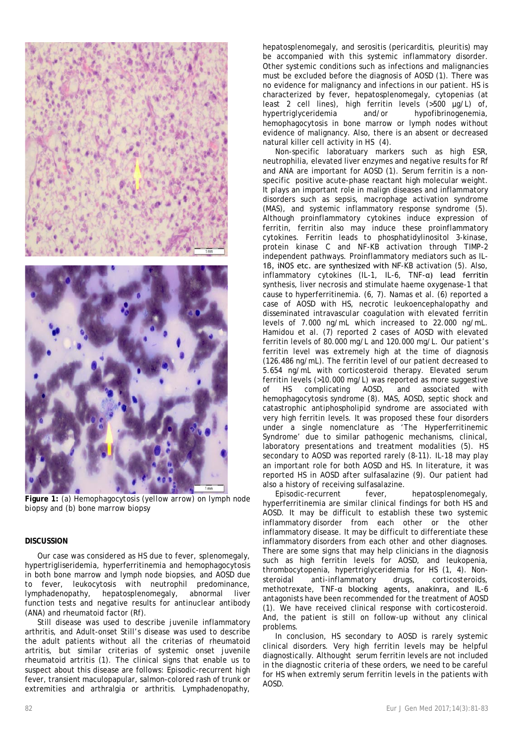**Figure 1:** (a) Hemophagocytosis (yellow arrow) on lymph node biopsy and (b) bone marrow biopsy

## DISCUSSION

Our case was considered as HS due to fever, splenomegaly, hypertrigliseridemia, hyperferritinemia and hemophagocytosis in both bone marrow and lymph node biopsies, and AOSD due to fever, leukocytosis with neutrophil predominance, lymphadenopathy, hepatosplenomegaly, abnormal liver function tests and negative results for antinuclear antibody (ANA) and rheumatoid factor (Rf).

Still disease was used to describe juvenile inflammatory arthritis, and Adult-onset Still's disease was used to describe the adult patients without all the criterias of rheumatoid artritis, but similar criterias of systemic onset juvenile rheumatoid artritis (1). The clinical signs that enable us to suspect about this disease are follows: Episodic-recurrent high fever, transient maculopapular, salmon-colored rash of trunk or extremities and arthralgia or arthritis. Lymphadenopathy, hepatosplenomegaly, and serositis (pericarditis, pleuritis) may be accompanied with this systemic inflammatory disorder. Other systemic conditions such as infections and malignancies must be excluded before the diagnosis of AOSD (1). There was no evidence for malignancy and infections in our patient. HS is characterized by fever, hepatosplenomegaly, cytopenias (at least 2 cell lines), high ferritin levels (>500 µg/L) of, hypertriglyceridemia and/or hypofibrinogenemia, hemophagocytosis in bone marrow or lymph nodes without evidence of malignancy. Also, there is an absent or decreased natural killer cell activity in HS (4).

Non-specific laboratuary markers such as high ESR, neutrophilia, elevated liver enzymes and negative results for Rf and ANA are important for AOSD (1). Serum ferritin is a non-specific positive acute-phase reactant high molecular weight. It plays an important role in malign diseases and inflammatory disorders such as sepsis, macrophage activation syndrome (MAS), and systemic inflammatory response syndrome (5). Although proinflammatory cytokines induce expression of ferritin, ferritin also may induce these proinflammatory cytokines. Ferritin leads to phosphatidylinositol 3-kinase, protein kinase C and NF-KB activation through TIMP-2 independent pathways. Proinflammatory mediators such as IL-1β, iNOS etc. are synthesized with NF-KB activation (5). Also, inflammatory cytokines (IL-1, IL-6, TNF-α) lead ferritin synthesis, liver necrosis and stimulate haeme oxygenase-1 that cause to hyperferritinemia. (6, 7). Namas et al. (6) reported a case of AOSD with HS, necrotic leukoencephalopathy and disseminated intravascular coagulation with elevated ferritin levels of 7.000 ng/mL which increased to 22.000 ng/mL. Hamidou et al. (7) reported 2 cases of AOSD with elevated ferritin levels of 80.000 mg/L and 120.000 mg/L. Our patient's ferritin level was extremely high at the time of diagnosis (126.486 ng/mL). The ferritin level of our patient decreased to 5.654 ng/mL with corticosteroid therapy. Elevated serum ferritin levels (>10.000 mg/L) was reported as more suggestive of HS complicating AOSD, and associated with hemophagocytosis syndrome (8). MAS, AOSD, septic shock and catastrophic antiphospholipid syndrome are associated with very high ferritin levels. It was proposed these four disorders under a single nomenclature as 'The Hyperferritinemic Syndrome' due to similar pathogenic mechanisms, clinical, laboratory presentations and treatment modalities (5). HS secondary to AOSD was reported rarely (8-11). IL-18 may play an important role for both AOSD and HS. In literature, it was reported HS in AOSD after sulfasalazine (9). Our patient had also a history of receiving sulfasalazine.

Episodic-recurrent fever, hepatosplenomegaly, hyperferritinemia are similar clinical findings for both HS and AOSD. It may be difficult to establish these two systemic inflammatory disorder from each other or the other inflammatory disease. It may be difficult to differentiate these inflammatory disorders from each other and other diagnoses. There are some signs that may help clinicians in the diagnosis such as high ferritin levels for AOSD, and leukopenia, thrombocytopenia, hypertriglyceridemia for HS (1, 4). Non-steroidal anti-inflammatory drugs, corticosteroids, methotrexate, TNF-α blocking agents, anakinra, and IL-6 antagonists have been recommended for the treatment of AOSD (1). We have received clinical response with corticosteroid. And, the patient is still on follow-up without any clinical problems.

In conclusion, HS secondary to AOSD is rarely systemic clinical disorders. Very high ferritin levels may be helpful diagnostically. Althought serum ferritin levels are not included in the diagnostic criteria of these orders, we need to be careful for HS when extremly serum ferritin levels in the patients with AOSD.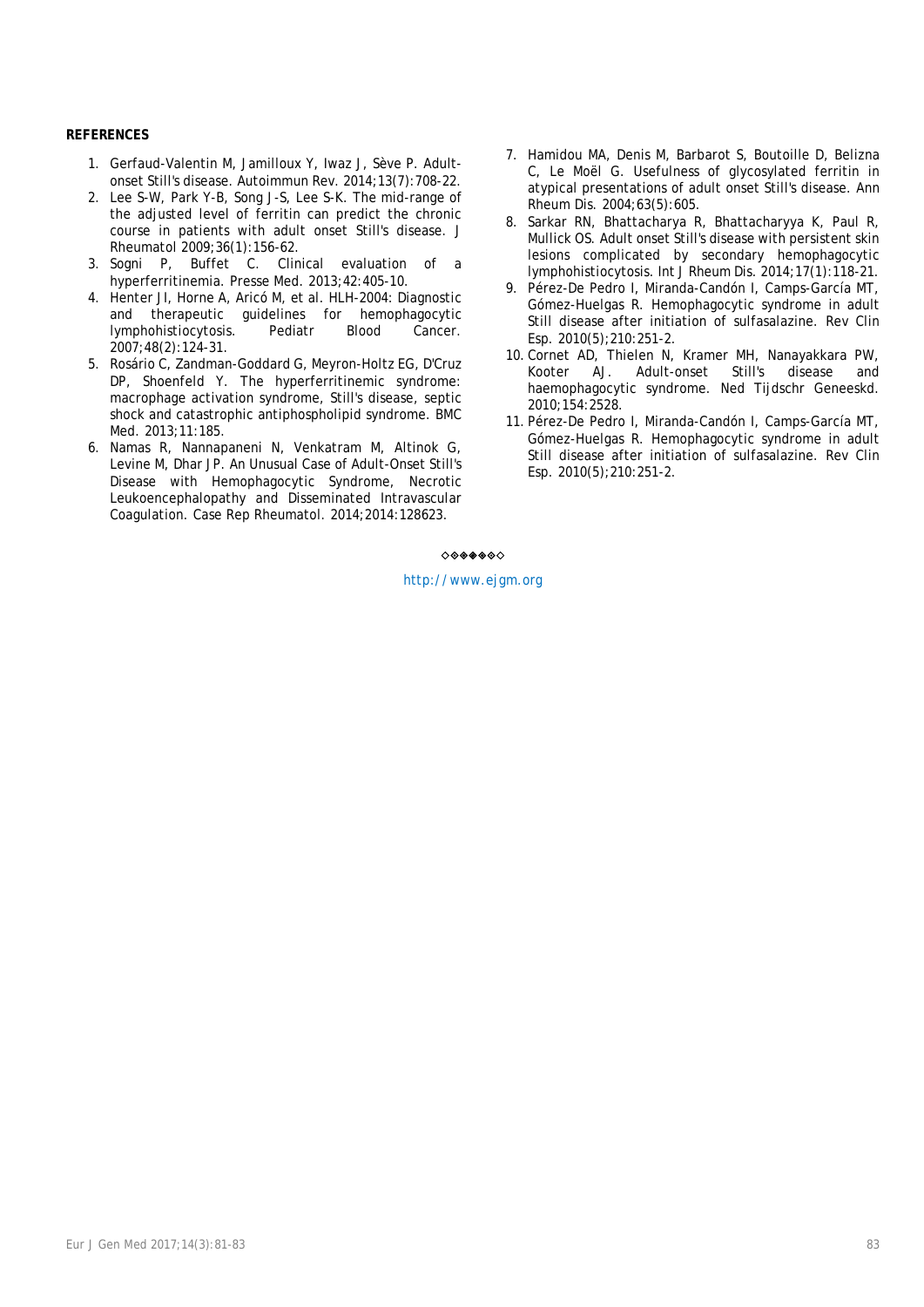**REFERENCES**

1. Gerfaud-Valentin M, Jamilloux Y, Iwaz J, Sève P. Adult-onset Still's disease. Autoimmun Rev. 2014;13(7):708-22.
2. Lee S-W, Park Y-B, Song J-S, Lee S-K. The mid-range of the adjusted level of ferritin can predict the chronic course in patients with adult onset Still's disease. J Rheumatol 2009;36(1):156-62.
3. Sogni P, Buffet C. Clinical evaluation of a hyperferritinemia. Presse Med. 2013;42:405-10.
4. Henter JI, Horne A, Aricó M, et al. HLH-2004: Diagnostic and therapeutic guidelines for hemophagocytic lymphohistiocytosis. Pediatr Blood Cancer. 2007;48(2):124-31.
5. Rosário C, Zandman-Goddard G, Meyron-Holtz EG, D'Cruz DP, Shoenfeld Y. The hyperferritinemic syndrome: macrophage activation syndrome, Still's disease, septic shock and catastrophic antiphospholipid syndrome. BMC Med. 2013;11:185.
6. Namas R, Nannapaneni N, Venkatram M, Altinok G, Levine M, Dhar JP. An Unusual Case of Adult-Onset Still's Disease with Hemophagocytic Syndrome, Necrotic Leukoencephalopathy and Disseminated Intravascular Coagulation. Case Rep Rheumatol. 2014;2014:128623.
7. Hamidou MA, Denis M, Barbarot S, Boutoille D, Belizna C, Le Moël G. Usefulness of glycosylated ferritin in atypical presentations of adult onset Still's disease. Ann Rheum Dis. 2004;63(5):605.
8. Sarkar RN, Bhattacharya R, Bhattacharyya K, Paul R, Mullick OS. Adult onset Still's disease with persistent skin lesions complicated by secondary hemophagocytic lymphohistiocytosis. Int J Rheum Dis. 2014;17(1):118-21.
9. Pérez-De Pedro I, Miranda-Candón I, Camps-García MT, Gómez-Huelgas R. Hemophagocytic syndrome in adult Still disease after initiation of sulfasalazine. Rev Clin Esp. 2010(5);210:251-2.
10. Cornet AD, Thielen N, Kramer MH, Nanayakkara PW, Kooter AJ. Adult-onset Still's disease and haemophagocytic syndrome. Ned Tijdschr Geneeskd. 2010;154:2528.
11. Pérez-De Pedro I, Miranda-Candón I, Camps-García MT, Gómez-Huelgas R. Hemophagocytic syndrome in adult Still disease after initiation of sulfasalazine. Rev Clin Esp. 2010(5);210:251-2.

◇◈◈◈◈◈◇

http://www.ejgm.org